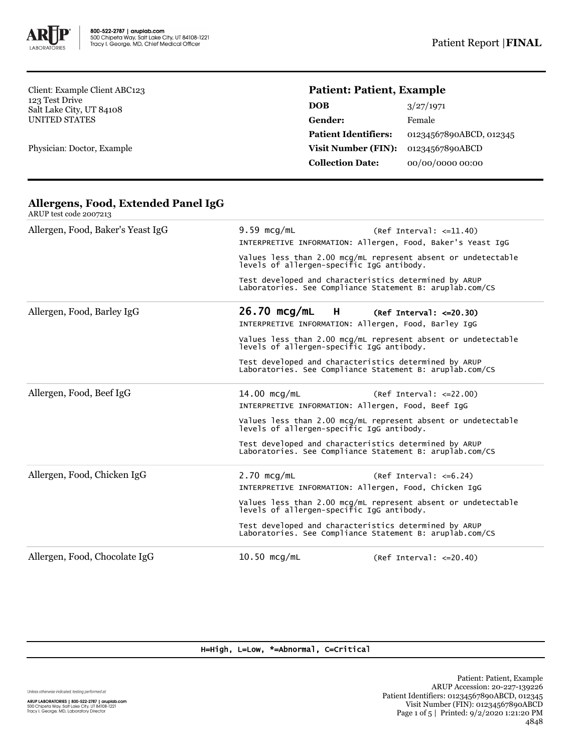Client: Example Client ABC123
123 Test Drive
Salt Lake City, UT 84108
UNITED STATES

Physician: Doctor, Example

## Patient: Patient, Example

| | |
|---|---|
| **DOB** | 3/27/1971 |
| **Gender:** | Female |
| **Patient Identifiers:** | 01234567890ABCD, 012345 |
| **Visit Number (FIN):** | 01234567890ABCD |
| **Collection Date:** | 00/00/0000 00:00 |

### Allergens, Food, Extended Panel IgG

ARUP test code 2007213

**Allergen, Food, Baker's Yeast IgG**

9.59 mcg/mL (Ref Interval: <=11.40)

INTERPRETIVE INFORMATION: Allergen, Food, Baker's Yeast IgG

Values less than 2.00 mcg/mL represent absent or undetectable levels of allergen-specific IgG antibody.

Test developed and characteristics determined by ARUP Laboratories. See Compliance Statement B: aruplab.com/CS

**Allergen, Food, Barley IgG**

**26.70 mcg/mL H (Ref Interval: <=20.30)**

INTERPRETIVE INFORMATION: Allergen, Food, Barley IgG

Values less than 2.00 mcg/mL represent absent or undetectable levels of allergen-specific IgG antibody.

Test developed and characteristics determined by ARUP Laboratories. See Compliance Statement B: aruplab.com/CS

**Allergen, Food, Beef IgG**

14.00 mcg/mL (Ref Interval: <=22.00)

INTERPRETIVE INFORMATION: Allergen, Food, Beef IgG

Values less than 2.00 mcg/mL represent absent or undetectable levels of allergen-specific IgG antibody.

Test developed and characteristics determined by ARUP Laboratories. See Compliance Statement B: aruplab.com/CS

**Allergen, Food, Chicken IgG**

2.70 mcg/mL (Ref Interval: <=6.24)

INTERPRETIVE INFORMATION: Allergen, Food, Chicken IgG

Values less than 2.00 mcg/mL represent absent or undetectable levels of allergen-specific IgG antibody.

Test developed and characteristics determined by ARUP Laboratories. See Compliance Statement B: aruplab.com/CS

**Allergen, Food, Chocolate IgG**

10.50 mcg/mL (Ref Interval: <=20.40)

H=High, L=Low, *=Abnormal, C=Critical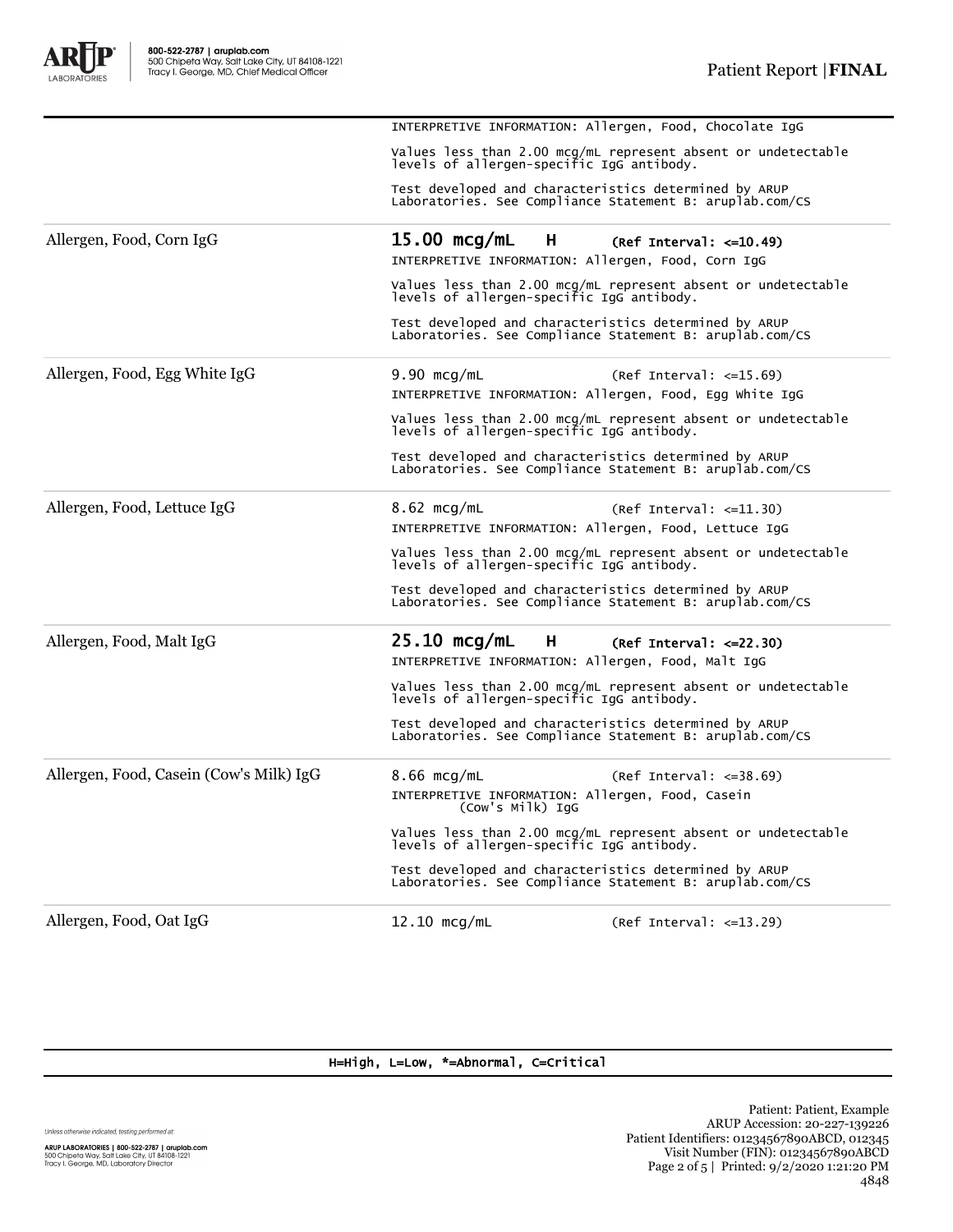| Test | Result |
|---|---|
| | INTERPRETIVE INFORMATION: Allergen, Food, Chocolate IgG<br><br>Values less than 2.00 mcg/mL represent absent or undetectable levels of allergen-specific IgG antibody.<br><br>Test developed and characteristics determined by ARUP Laboratories. See Compliance Statement B: aruplab.com/CS |
| Allergen, Food, Corn IgG | **15.00 mcg/mL H** (Ref Interval: <=10.49)<br>INTERPRETIVE INFORMATION: Allergen, Food, Corn IgG<br><br>Values less than 2.00 mcg/mL represent absent or undetectable levels of allergen-specific IgG antibody.<br><br>Test developed and characteristics determined by ARUP Laboratories. See Compliance Statement B: aruplab.com/CS |
| Allergen, Food, Egg White IgG | 9.90 mcg/mL (Ref Interval: <=15.69)<br>INTERPRETIVE INFORMATION: Allergen, Food, Egg White IgG<br><br>Values less than 2.00 mcg/mL represent absent or undetectable levels of allergen-specific IgG antibody.<br><br>Test developed and characteristics determined by ARUP Laboratories. See Compliance Statement B: aruplab.com/CS |
| Allergen, Food, Lettuce IgG | 8.62 mcg/mL (Ref Interval: <=11.30)<br>INTERPRETIVE INFORMATION: Allergen, Food, Lettuce IgG<br><br>Values less than 2.00 mcg/mL represent absent or undetectable levels of allergen-specific IgG antibody.<br><br>Test developed and characteristics determined by ARUP Laboratories. See Compliance Statement B: aruplab.com/CS |
| Allergen, Food, Malt IgG | **25.10 mcg/mL H** (Ref Interval: <=22.30)<br>INTERPRETIVE INFORMATION: Allergen, Food, Malt IgG<br><br>Values less than 2.00 mcg/mL represent absent or undetectable levels of allergen-specific IgG antibody.<br><br>Test developed and characteristics determined by ARUP Laboratories. See Compliance Statement B: aruplab.com/CS |
| Allergen, Food, Casein (Cow's Milk) IgG | 8.66 mcg/mL (Ref Interval: <=38.69)<br>INTERPRETIVE INFORMATION: Allergen, Food, Casein (Cow's Milk) IgG<br><br>Values less than 2.00 mcg/mL represent absent or undetectable levels of allergen-specific IgG antibody.<br><br>Test developed and characteristics determined by ARUP Laboratories. See Compliance Statement B: aruplab.com/CS |
| Allergen, Food, Oat IgG | 12.10 mcg/mL (Ref Interval: <=13.29) |

H=High, L=Low, *=Abnormal, C=Critical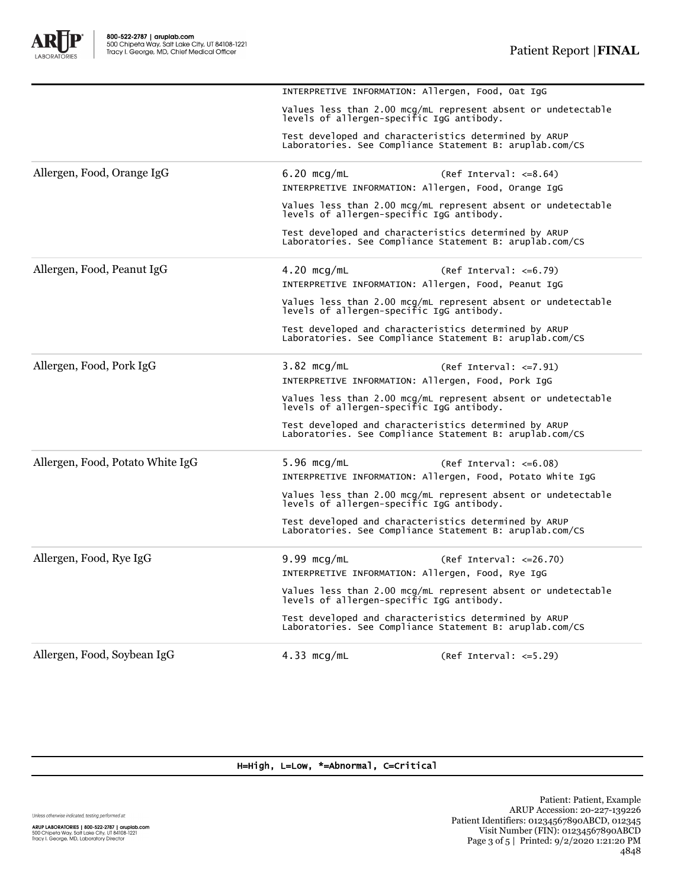| | |
|---|---|
| | INTERPRETIVE INFORMATION: Allergen, Food, Oat IgG<br><br>Values less than 2.00 mcg/mL represent absent or undetectable levels of allergen-specific IgG antibody.<br><br>Test developed and characteristics determined by ARUP Laboratories. See Compliance Statement B: aruplab.com/CS |
| Allergen, Food, Orange IgG | 6.20 mcg/mL (Ref Interval: <=8.64)<br>INTERPRETIVE INFORMATION: Allergen, Food, Orange IgG<br><br>Values less than 2.00 mcg/mL represent absent or undetectable levels of allergen-specific IgG antibody.<br><br>Test developed and characteristics determined by ARUP Laboratories. See Compliance Statement B: aruplab.com/CS |
| Allergen, Food, Peanut IgG | 4.20 mcg/mL (Ref Interval: <=6.79)<br>INTERPRETIVE INFORMATION: Allergen, Food, Peanut IgG<br><br>Values less than 2.00 mcg/mL represent absent or undetectable levels of allergen-specific IgG antibody.<br><br>Test developed and characteristics determined by ARUP Laboratories. See Compliance Statement B: aruplab.com/CS |
| Allergen, Food, Pork IgG | 3.82 mcg/mL (Ref Interval: <=7.91)<br>INTERPRETIVE INFORMATION: Allergen, Food, Pork IgG<br><br>Values less than 2.00 mcg/mL represent absent or undetectable levels of allergen-specific IgG antibody.<br><br>Test developed and characteristics determined by ARUP Laboratories. See Compliance Statement B: aruplab.com/CS |
| Allergen, Food, Potato White IgG | 5.96 mcg/mL (Ref Interval: <=6.08)<br>INTERPRETIVE INFORMATION: Allergen, Food, Potato White IgG<br><br>Values less than 2.00 mcg/mL represent absent or undetectable levels of allergen-specific IgG antibody.<br><br>Test developed and characteristics determined by ARUP Laboratories. See Compliance Statement B: aruplab.com/CS |
| Allergen, Food, Rye IgG | 9.99 mcg/mL (Ref Interval: <=26.70)<br>INTERPRETIVE INFORMATION: Allergen, Food, Rye IgG<br><br>Values less than 2.00 mcg/mL represent absent or undetectable levels of allergen-specific IgG antibody.<br><br>Test developed and characteristics determined by ARUP Laboratories. See Compliance Statement B: aruplab.com/CS |
| Allergen, Food, Soybean IgG | 4.33 mcg/mL (Ref Interval: <=5.29) |

H=High, L=Low, *=Abnormal, C=Critical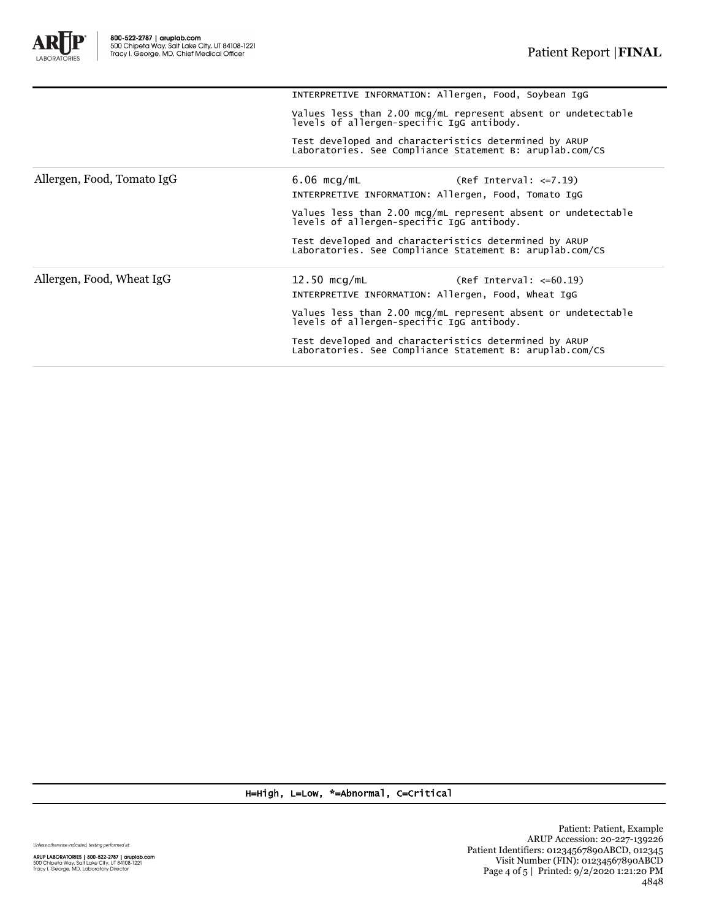| | |
|---|---|
| | INTERPRETIVE INFORMATION: Allergen, Food, Soybean IgG<br><br>Values less than 2.00 mcg/mL represent absent or undetectable levels of allergen-specific IgG antibody.<br><br>Test developed and characteristics determined by ARUP Laboratories. See Compliance Statement B: aruplab.com/CS |
| Allergen, Food, Tomato IgG | 6.06 mcg/mL (Ref Interval: <=7.19)<br>INTERPRETIVE INFORMATION: Allergen, Food, Tomato IgG<br><br>Values less than 2.00 mcg/mL represent absent or undetectable levels of allergen-specific IgG antibody.<br><br>Test developed and characteristics determined by ARUP Laboratories. See Compliance Statement B: aruplab.com/CS |
| Allergen, Food, Wheat IgG | 12.50 mcg/mL (Ref Interval: <=60.19)<br>INTERPRETIVE INFORMATION: Allergen, Food, Wheat IgG<br><br>Values less than 2.00 mcg/mL represent absent or undetectable levels of allergen-specific IgG antibody.<br><br>Test developed and characteristics determined by ARUP Laboratories. See Compliance Statement B: aruplab.com/CS |

H=High, L=Low, *=Abnormal, C=Critical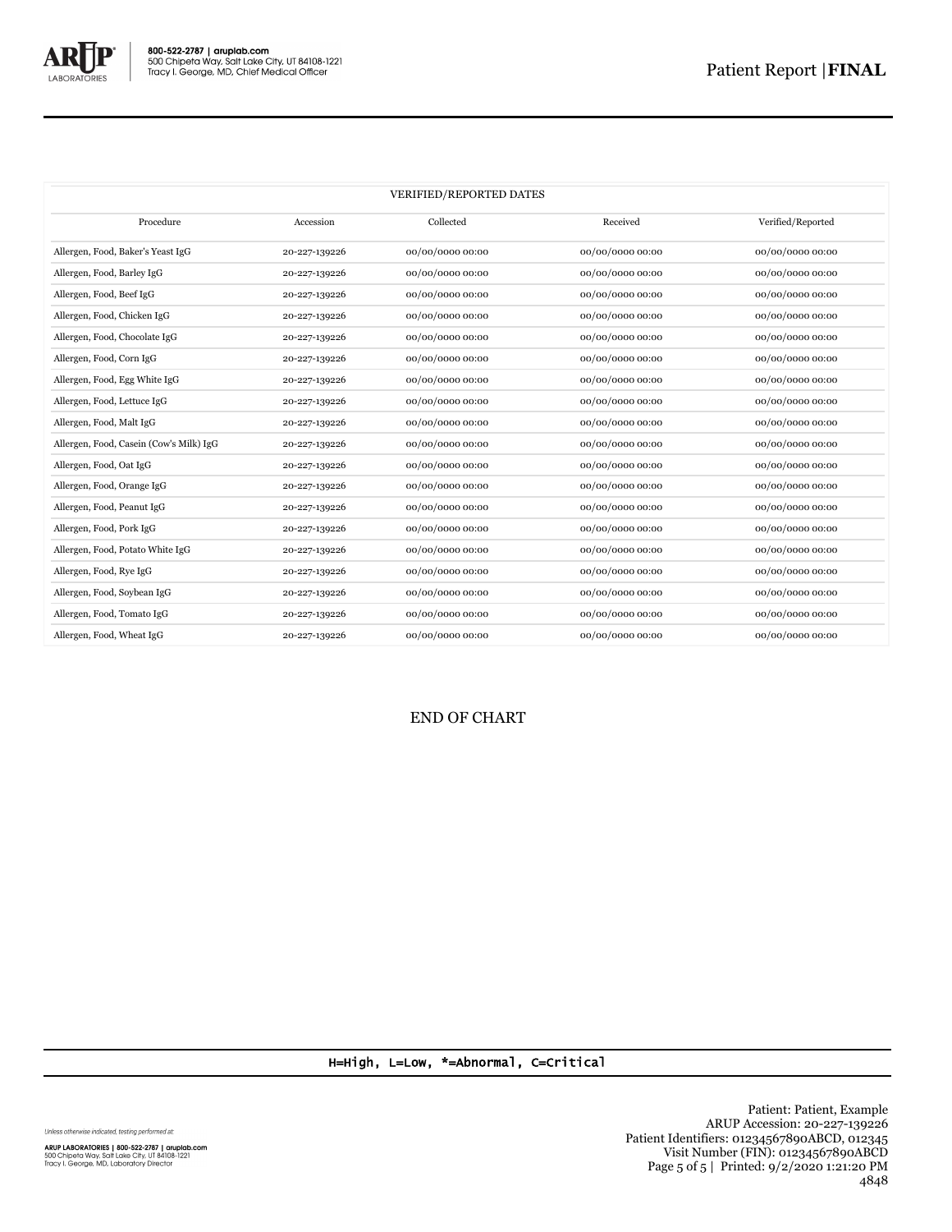| VERIFIED/REPORTED DATES | | | | |
|---|---|---|---|---|
| Procedure | Accession | Collected | Received | Verified/Reported |
| Allergen, Food, Baker's Yeast IgG | 20-227-139226 | 00/00/0000 00:00 | 00/00/0000 00:00 | 00/00/0000 00:00 |
| Allergen, Food, Barley IgG | 20-227-139226 | 00/00/0000 00:00 | 00/00/0000 00:00 | 00/00/0000 00:00 |
| Allergen, Food, Beef IgG | 20-227-139226 | 00/00/0000 00:00 | 00/00/0000 00:00 | 00/00/0000 00:00 |
| Allergen, Food, Chicken IgG | 20-227-139226 | 00/00/0000 00:00 | 00/00/0000 00:00 | 00/00/0000 00:00 |
| Allergen, Food, Chocolate IgG | 20-227-139226 | 00/00/0000 00:00 | 00/00/0000 00:00 | 00/00/0000 00:00 |
| Allergen, Food, Corn IgG | 20-227-139226 | 00/00/0000 00:00 | 00/00/0000 00:00 | 00/00/0000 00:00 |
| Allergen, Food, Egg White IgG | 20-227-139226 | 00/00/0000 00:00 | 00/00/0000 00:00 | 00/00/0000 00:00 |
| Allergen, Food, Lettuce IgG | 20-227-139226 | 00/00/0000 00:00 | 00/00/0000 00:00 | 00/00/0000 00:00 |
| Allergen, Food, Malt IgG | 20-227-139226 | 00/00/0000 00:00 | 00/00/0000 00:00 | 00/00/0000 00:00 |
| Allergen, Food, Casein (Cow's Milk) IgG | 20-227-139226 | 00/00/0000 00:00 | 00/00/0000 00:00 | 00/00/0000 00:00 |
| Allergen, Food, Oat IgG | 20-227-139226 | 00/00/0000 00:00 | 00/00/0000 00:00 | 00/00/0000 00:00 |
| Allergen, Food, Orange IgG | 20-227-139226 | 00/00/0000 00:00 | 00/00/0000 00:00 | 00/00/0000 00:00 |
| Allergen, Food, Peanut IgG | 20-227-139226 | 00/00/0000 00:00 | 00/00/0000 00:00 | 00/00/0000 00:00 |
| Allergen, Food, Pork IgG | 20-227-139226 | 00/00/0000 00:00 | 00/00/0000 00:00 | 00/00/0000 00:00 |
| Allergen, Food, Potato White IgG | 20-227-139226 | 00/00/0000 00:00 | 00/00/0000 00:00 | 00/00/0000 00:00 |
| Allergen, Food, Rye IgG | 20-227-139226 | 00/00/0000 00:00 | 00/00/0000 00:00 | 00/00/0000 00:00 |
| Allergen, Food, Soybean IgG | 20-227-139226 | 00/00/0000 00:00 | 00/00/0000 00:00 | 00/00/0000 00:00 |
| Allergen, Food, Tomato IgG | 20-227-139226 | 00/00/0000 00:00 | 00/00/0000 00:00 | 00/00/0000 00:00 |
| Allergen, Food, Wheat IgG | 20-227-139226 | 00/00/0000 00:00 | 00/00/0000 00:00 | 00/00/0000 00:00 |

END OF CHART